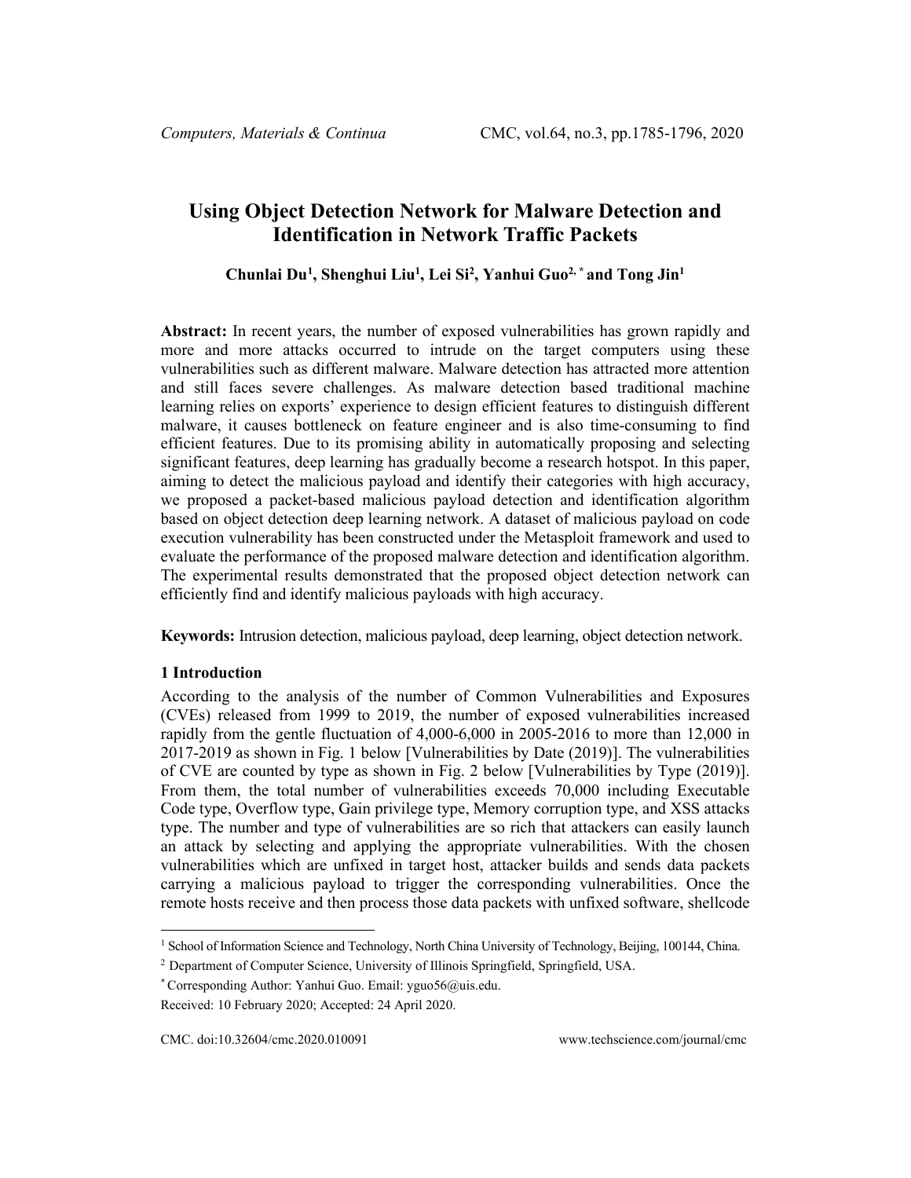# Using Object Detection Network for Malware Detection and Identification in Network Traffic Packets

**Chunlai Du[1], Shenghui Liu[1], Lei Si[2], Yanhui Guo[2,*] and Tong Jin[1]**

**Abstract:** In recent years, the number of exposed vulnerabilities has grown rapidly and more and more attacks occurred to intrude on the target computers using these vulnerabilities such as different malware. Malware detection has attracted more attention and still faces severe challenges. As malware detection based traditional machine learning relies on exports' experience to design efficient features to distinguish different malware, it causes bottleneck on feature engineer and is also time-consuming to find efficient features. Due to its promising ability in automatically proposing and selecting significant features, deep learning has gradually become a research hotspot. In this paper, aiming to detect the malicious payload and identify their categories with high accuracy, we proposed a packet-based malicious payload detection and identification algorithm based on object detection deep learning network. A dataset of malicious payload on code execution vulnerability has been constructed under the Metasploit framework and used to evaluate the performance of the proposed malware detection and identification algorithm. The experimental results demonstrated that the proposed object detection network can efficiently find and identify malicious payloads with high accuracy.

**Keywords:** Intrusion detection, malicious payload, deep learning, object detection network.

## 1 Introduction

According to the analysis of the number of Common Vulnerabilities and Exposures (CVEs) released from 1999 to 2019, the number of exposed vulnerabilities increased rapidly from the gentle fluctuation of 4,000-6,000 in 2005-2016 to more than 12,000 in 2017-2019 as shown in Fig. 1 below [Vulnerabilities by Date (2019)]. The vulnerabilities of CVE are counted by type as shown in Fig. 2 below [Vulnerabilities by Type (2019)]. From them, the total number of vulnerabilities exceeds 70,000 including Executable Code type, Overflow type, Gain privilege type, Memory corruption type, and XSS attacks type. The number and type of vulnerabilities are so rich that attackers can easily launch an attack by selecting and applying the appropriate vulnerabilities. With the chosen vulnerabilities which are unfixed in target host, attacker builds and sends data packets carrying a malicious payload to trigger the corresponding vulnerabilities. Once the remote hosts receive and then process those data packets with unfixed software, shellcode

---

[1] School of Information Science and Technology, North China University of Technology, Beijing, 100144, China.

[2] Department of Computer Science, University of Illinois Springfield, Springfield, USA.

[*] Corresponding Author: Yanhui Guo. Email: yguo56@uis.edu.

Received: 10 February 2020; Accepted: 24 April 2020.

CMC. doi:10.32604/cmc.2020.010091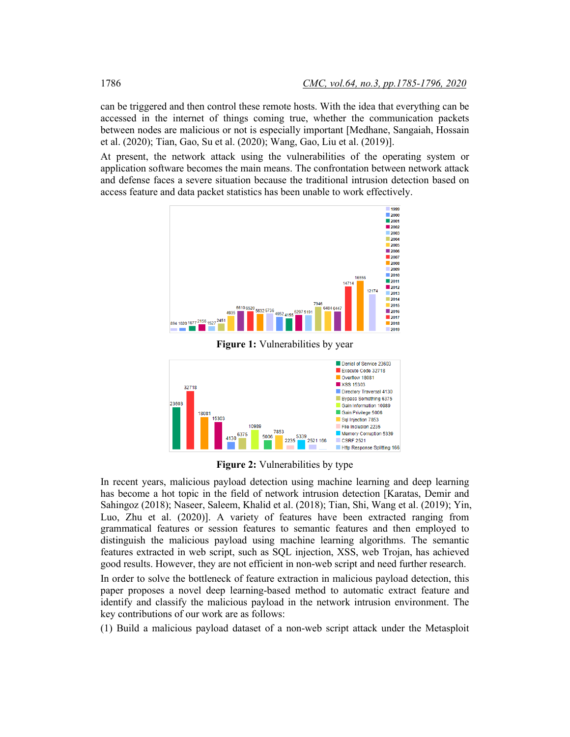can be triggered and then control these remote hosts. With the idea that everything can be accessed in the internet of things coming true, whether the communication packets between nodes are malicious or not is especially important [Medhane, Sangaiah, Hossain et al. (2020); Tian, Gao, Su et al. (2020); Wang, Gao, Liu et al. (2019)].

At present, the network attack using the vulnerabilities of the operating system or application software becomes the main means. The confrontation between network attack and defense faces a severe situation because the traditional intrusion detection based on access feature and data packet statistics has been unable to work effectively.

**Figure 1:** Vulnerabilities by year

**Figure 2:** Vulnerabilities by type

In recent years, malicious payload detection using machine learning and deep learning has become a hot topic in the field of network intrusion detection [Karatas, Demir and Sahingoz (2018); Naseer, Saleem, Khalid et al. (2018); Tian, Shi, Wang et al. (2019); Yin, Luo, Zhu et al. (2020)]. A variety of features have been extracted ranging from grammatical features or session features to semantic features and then employed to distinguish the malicious payload using machine learning algorithms. The semantic features extracted in web script, such as SQL injection, XSS, web Trojan, has achieved good results. However, they are not efficient in non-web script and need further research.

In order to solve the bottleneck of feature extraction in malicious payload detection, this paper proposes a novel deep learning-based method to automatic extract feature and identify and classify the malicious payload in the network intrusion environment. The key contributions of our work are as follows:

(1) Build a malicious payload dataset of a non-web script attack under the Metasploit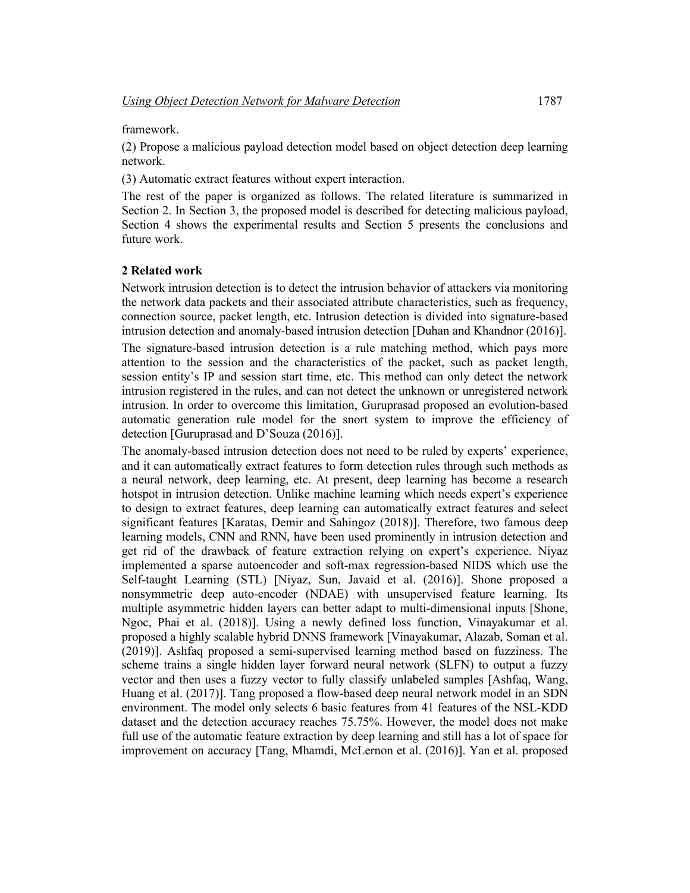framework.

(2) Propose a malicious payload detection model based on object detection deep learning network.

(3) Automatic extract features without expert interaction.

The rest of the paper is organized as follows. The related literature is summarized in Section 2. In Section 3, the proposed model is described for detecting malicious payload, Section 4 shows the experimental results and Section 5 presents the conclusions and future work.

## 2 Related work

Network intrusion detection is to detect the intrusion behavior of attackers via monitoring the network data packets and their associated attribute characteristics, such as frequency, connection source, packet length, etc. Intrusion detection is divided into signature-based intrusion detection and anomaly-based intrusion detection [Duhan and Khandnor (2016)].

The signature-based intrusion detection is a rule matching method, which pays more attention to the session and the characteristics of the packet, such as packet length, session entity's IP and session start time, etc. This method can only detect the network intrusion registered in the rules, and can not detect the unknown or unregistered network intrusion. In order to overcome this limitation, Guruprasad proposed an evolution-based automatic generation rule model for the snort system to improve the efficiency of detection [Guruprasad and D'Souza (2016)].

The anomaly-based intrusion detection does not need to be ruled by experts' experience, and it can automatically extract features to form detection rules through such methods as a neural network, deep learning, etc. At present, deep learning has become a research hotspot in intrusion detection. Unlike machine learning which needs expert's experience to design to extract features, deep learning can automatically extract features and select significant features [Karatas, Demir and Sahingoz (2018)]. Therefore, two famous deep learning models, CNN and RNN, have been used prominently in intrusion detection and get rid of the drawback of feature extraction relying on expert's experience. Niyaz implemented a sparse autoencoder and soft-max regression-based NIDS which use the Self-taught Learning (STL) [Niyaz, Sun, Javaid et al. (2016)]. Shone proposed a nonsymmetric deep auto-encoder (NDAE) with unsupervised feature learning. Its multiple asymmetric hidden layers can better adapt to multi-dimensional inputs [Shone, Ngoc, Phai et al. (2018)]. Using a newly defined loss function, Vinayakumar et al. proposed a highly scalable hybrid DNNS framework [Vinayakumar, Alazab, Soman et al. (2019)]. Ashfaq proposed a semi-supervised learning method based on fuzziness. The scheme trains a single hidden layer forward neural network (SLFN) to output a fuzzy vector and then uses a fuzzy vector to fully classify unlabeled samples [Ashfaq, Wang, Huang et al. (2017)]. Tang proposed a flow-based deep neural network model in an SDN environment. The model only selects 6 basic features from 41 features of the NSL-KDD dataset and the detection accuracy reaches 75.75%. However, the model does not make full use of the automatic feature extraction by deep learning and still has a lot of space for improvement on accuracy [Tang, Mhamdi, McLernon et al. (2016)]. Yan et al. proposed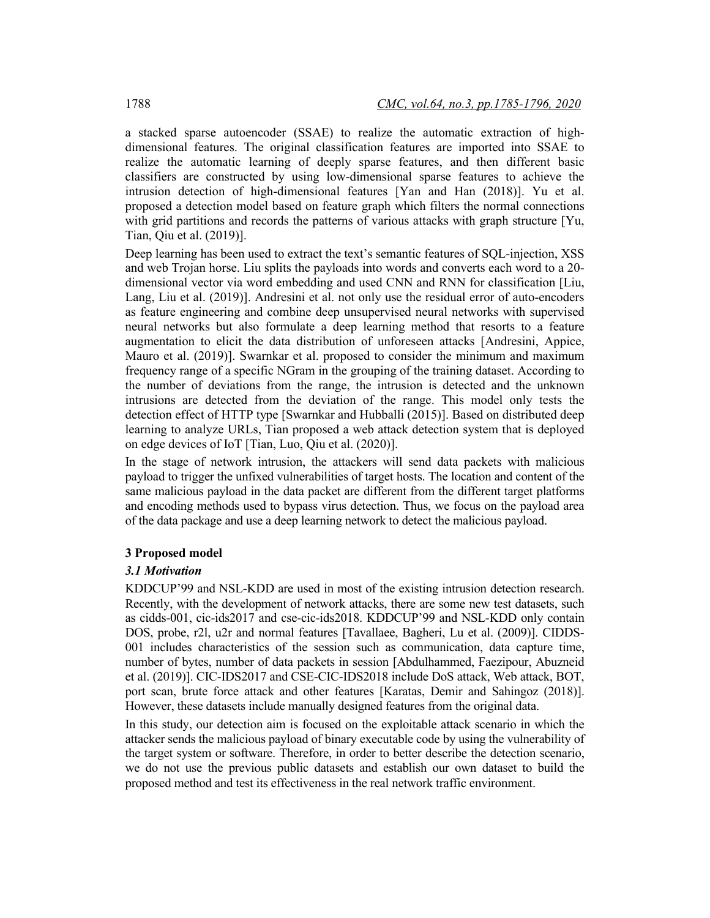a stacked sparse autoencoder (SSAE) to realize the automatic extraction of high-dimensional features. The original classification features are imported into SSAE to realize the automatic learning of deeply sparse features, and then different basic classifiers are constructed by using low-dimensional sparse features to achieve the intrusion detection of high-dimensional features [Yan and Han (2018)]. Yu et al. proposed a detection model based on feature graph which filters the normal connections with grid partitions and records the patterns of various attacks with graph structure [Yu, Tian, Qiu et al. (2019)].

Deep learning has been used to extract the text's semantic features of SQL-injection, XSS and web Trojan horse. Liu splits the payloads into words and converts each word to a 20-dimensional vector via word embedding and used CNN and RNN for classification [Liu, Lang, Liu et al. (2019)]. Andresini et al. not only use the residual error of auto-encoders as feature engineering and combine deep unsupervised neural networks with supervised neural networks but also formulate a deep learning method that resorts to a feature augmentation to elicit the data distribution of unforeseen attacks [Andresini, Appice, Mauro et al. (2019)]. Swarnkar et al. proposed to consider the minimum and maximum frequency range of a specific NGram in the grouping of the training dataset. According to the number of deviations from the range, the intrusion is detected and the unknown intrusions are detected from the deviation of the range. This model only tests the detection effect of HTTP type [Swarnkar and Hubballi (2015)]. Based on distributed deep learning to analyze URLs, Tian proposed a web attack detection system that is deployed on edge devices of IoT [Tian, Luo, Qiu et al. (2020)].

In the stage of network intrusion, the attackers will send data packets with malicious payload to trigger the unfixed vulnerabilities of target hosts. The location and content of the same malicious payload in the data packet are different from the different target platforms and encoding methods used to bypass virus detection. Thus, we focus on the payload area of the data package and use a deep learning network to detect the malicious payload.

## 3 Proposed model

### *3.1 Motivation*

KDDCUP'99 and NSL-KDD are used in most of the existing intrusion detection research. Recently, with the development of network attacks, there are some new test datasets, such as cidds-001, cic-ids2017 and cse-cic-ids2018. KDDCUP'99 and NSL-KDD only contain DOS, probe, r2l, u2r and normal features [Tavallaee, Bagheri, Lu et al. (2009)]. CIDDS-001 includes characteristics of the session such as communication, data capture time, number of bytes, number of data packets in session [Abdulhammed, Faezipour, Abuzneid et al. (2019)]. CIC-IDS2017 and CSE-CIC-IDS2018 include DoS attack, Web attack, BOT, port scan, brute force attack and other features [Karatas, Demir and Sahingoz (2018)]. However, these datasets include manually designed features from the original data.

In this study, our detection aim is focused on the exploitable attack scenario in which the attacker sends the malicious payload of binary executable code by using the vulnerability of the target system or software. Therefore, in order to better describe the detection scenario, we do not use the previous public datasets and establish our own dataset to build the proposed method and test its effectiveness in the real network traffic environment.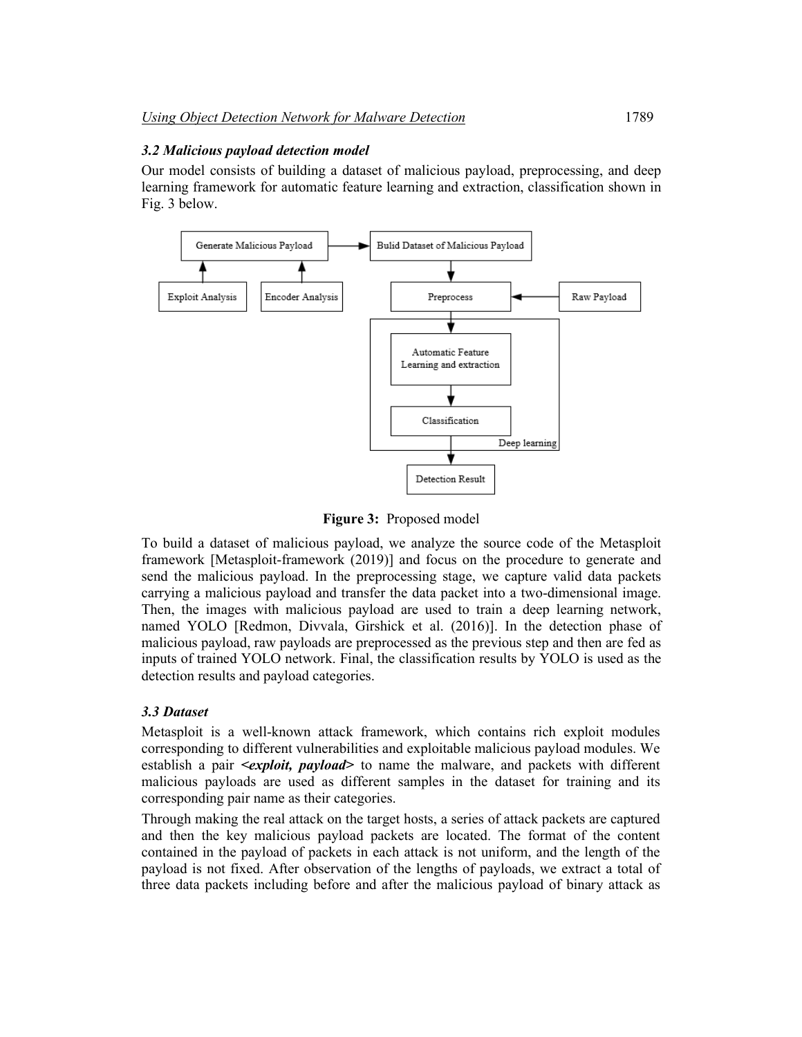### *3.2 Malicious payload detection model*

Our model consists of building a dataset of malicious payload, preprocessing, and deep learning framework for automatic feature learning and extraction, classification shown in Fig. 3 below.

**Figure 3:** Proposed model

To build a dataset of malicious payload, we analyze the source code of the Metasploit framework [Metasploit-framework (2019)] and focus on the procedure to generate and send the malicious payload. In the preprocessing stage, we capture valid data packets carrying a malicious payload and transfer the data packet into a two-dimensional image. Then, the images with malicious payload are used to train a deep learning network, named YOLO [Redmon, Divvala, Girshick et al. (2016)]. In the detection phase of malicious payload, raw payloads are preprocessed as the previous step and then are fed as inputs of trained YOLO network. Final, the classification results by YOLO is used as the detection results and payload categories.

### *3.3 Dataset*

Metasploit is a well-known attack framework, which contains rich exploit modules corresponding to different vulnerabilities and exploitable malicious payload modules. We establish a pair ***<exploit, payload>*** to name the malware, and packets with different malicious payloads are used as different samples in the dataset for training and its corresponding pair name as their categories.

Through making the real attack on the target hosts, a series of attack packets are captured and then the key malicious payload packets are located. The format of the content contained in the payload of packets in each attack is not uniform, and the length of the payload is not fixed. After observation of the lengths of payloads, we extract a total of three data packets including before and after the malicious payload of binary attack as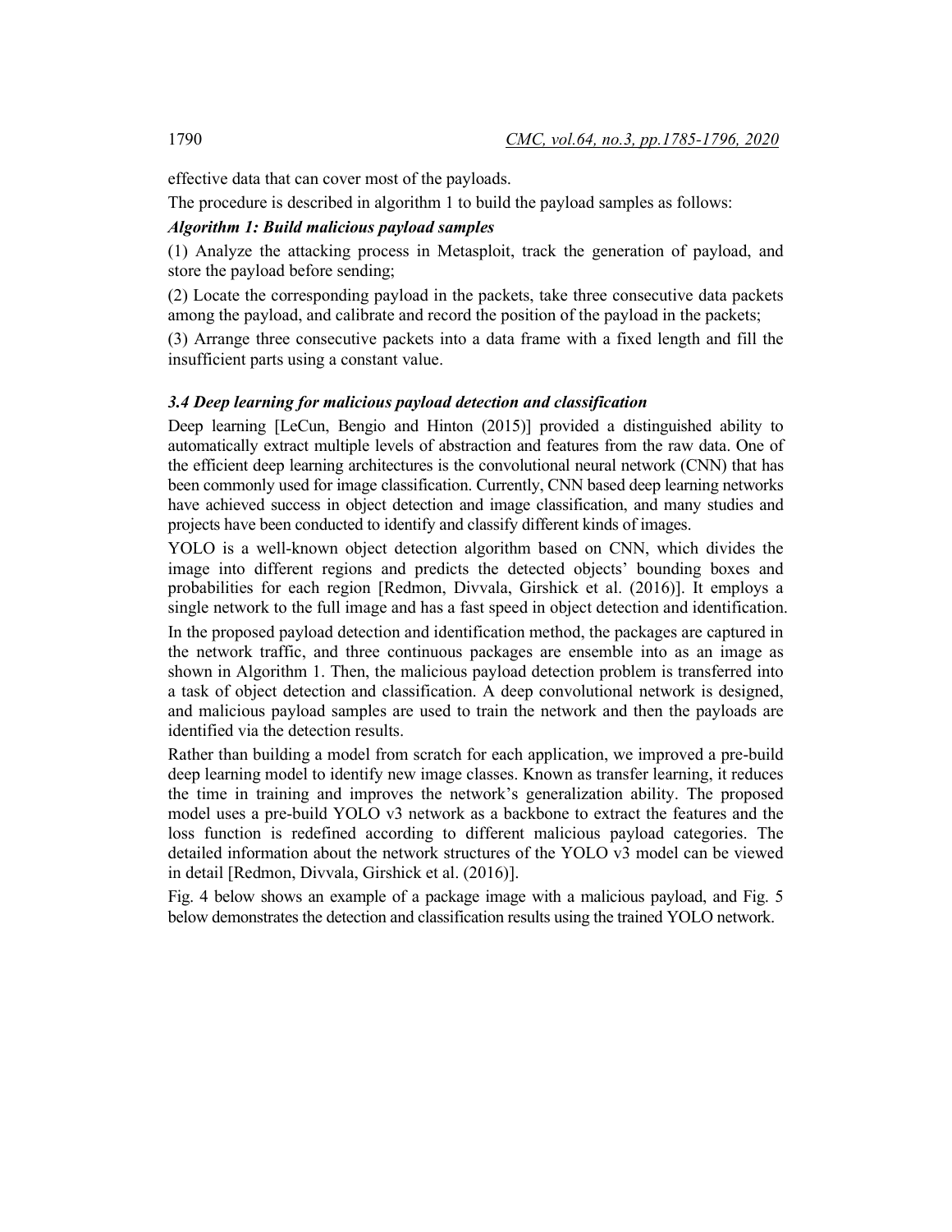effective data that can cover most of the payloads.

The procedure is described in algorithm 1 to build the payload samples as follows:

***Algorithm 1: Build malicious payload samples***

(1) Analyze the attacking process in Metasploit, track the generation of payload, and store the payload before sending;

(2) Locate the corresponding payload in the packets, take three consecutive data packets among the payload, and calibrate and record the position of the payload in the packets;

(3) Arrange three consecutive packets into a data frame with a fixed length and fill the insufficient parts using a constant value.

### *3.4 Deep learning for malicious payload detection and classification*

Deep learning [LeCun, Bengio and Hinton (2015)] provided a distinguished ability to automatically extract multiple levels of abstraction and features from the raw data. One of the efficient deep learning architectures is the convolutional neural network (CNN) that has been commonly used for image classification. Currently, CNN based deep learning networks have achieved success in object detection and image classification, and many studies and projects have been conducted to identify and classify different kinds of images.

YOLO is a well-known object detection algorithm based on CNN, which divides the image into different regions and predicts the detected objects' bounding boxes and probabilities for each region [Redmon, Divvala, Girshick et al. (2016)]. It employs a single network to the full image and has a fast speed in object detection and identification.

In the proposed payload detection and identification method, the packages are captured in the network traffic, and three continuous packages are ensemble into as an image as shown in Algorithm 1. Then, the malicious payload detection problem is transferred into a task of object detection and classification. A deep convolutional network is designed, and malicious payload samples are used to train the network and then the payloads are identified via the detection results.

Rather than building a model from scratch for each application, we improved a pre-build deep learning model to identify new image classes. Known as transfer learning, it reduces the time in training and improves the network's generalization ability. The proposed model uses a pre-build YOLO v3 network as a backbone to extract the features and the loss function is redefined according to different malicious payload categories. The detailed information about the network structures of the YOLO v3 model can be viewed in detail [Redmon, Divvala, Girshick et al. (2016)].

Fig. 4 below shows an example of a package image with a malicious payload, and Fig. 5 below demonstrates the detection and classification results using the trained YOLO network.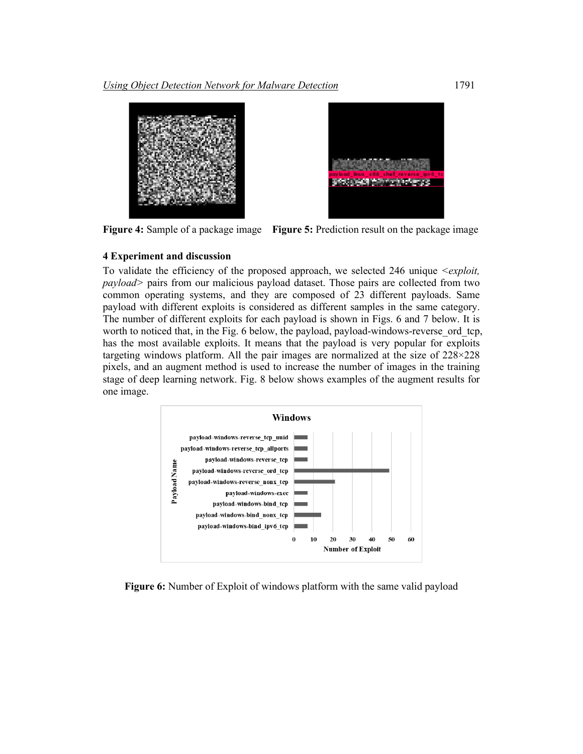**Figure 4:** Sample of a package image **Figure 5:** Prediction result on the package image

### 4 Experiment and discussion

To validate the efficiency of the proposed approach, we selected 246 unique <*exploit, payload*> pairs from our malicious payload dataset. Those pairs are collected from two common operating systems, and they are composed of 23 different payloads. Same payload with different exploits is considered as different samples in the same category. The number of different exploits for each payload is shown in Figs. 6 and 7 below. It is worth to noticed that, in the Fig. 6 below, the payload, payload-windows-reverse_ord_tcp, has the most available exploits. It means that the payload is very popular for exploits targeting windows platform. All the pair images are normalized at the size of 228×228 pixels, and an augment method is used to increase the number of images in the training stage of deep learning network. Fig. 8 below shows examples of the augment results for one image.

**Figure 6:** Number of Exploit of windows platform with the same valid payload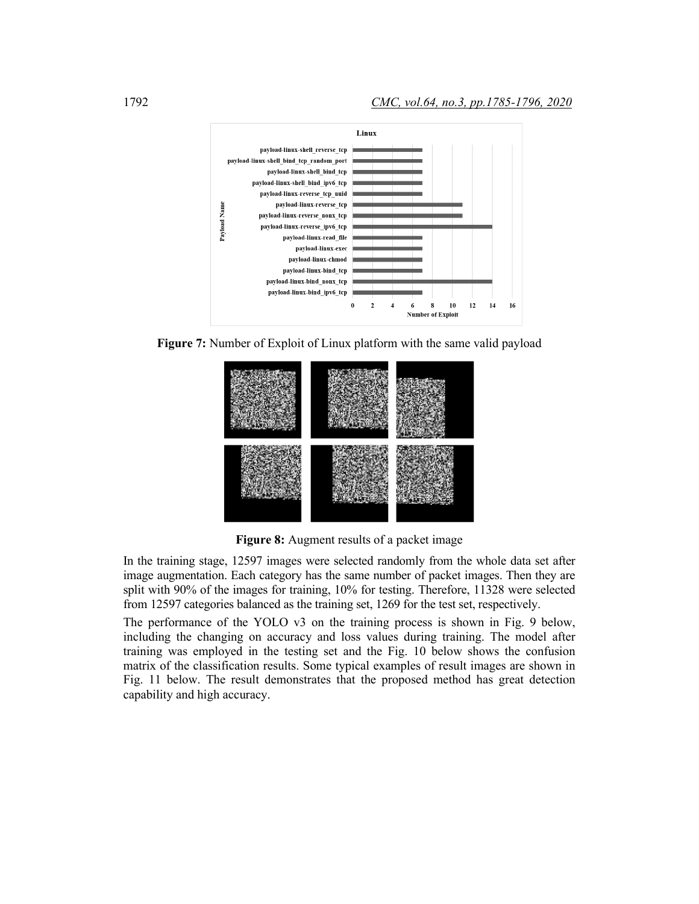**Figure 7:** Number of Exploit of Linux platform with the same valid payload

**Figure 8:** Augment results of a packet image

In the training stage, 12597 images were selected randomly from the whole data set after image augmentation. Each category has the same number of packet images. Then they are split with 90% of the images for training, 10% for testing. Therefore, 11328 were selected from 12597 categories balanced as the training set, 1269 for the test set, respectively.

The performance of the YOLO v3 on the training process is shown in Fig. 9 below, including the changing on accuracy and loss values during training. The model after training was employed in the testing set and the Fig. 10 below shows the confusion matrix of the classification results. Some typical examples of result images are shown in Fig. 11 below. The result demonstrates that the proposed method has great detection capability and high accuracy.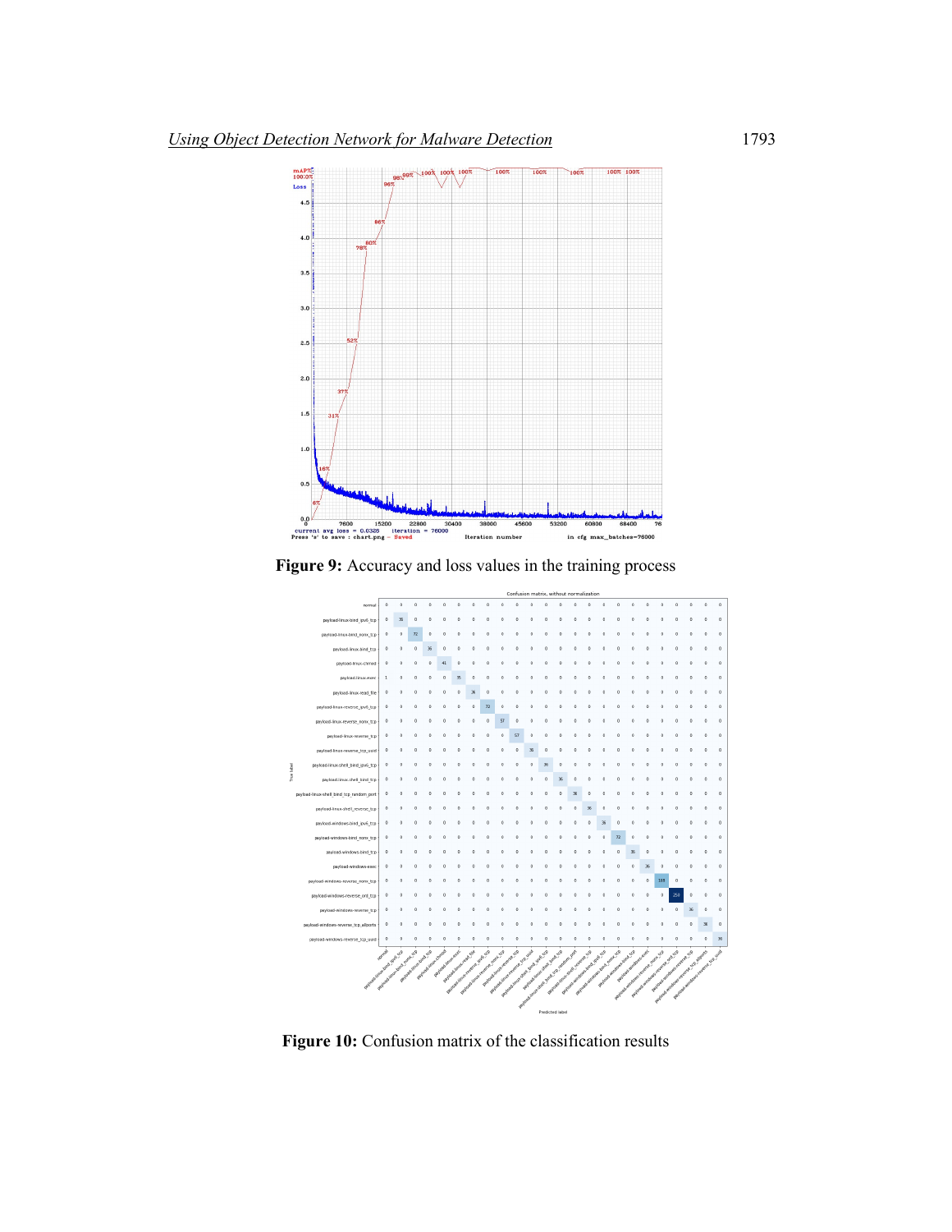Figure 9: Accuracy and loss values in the training process

Figure 10: Confusion matrix of the classification results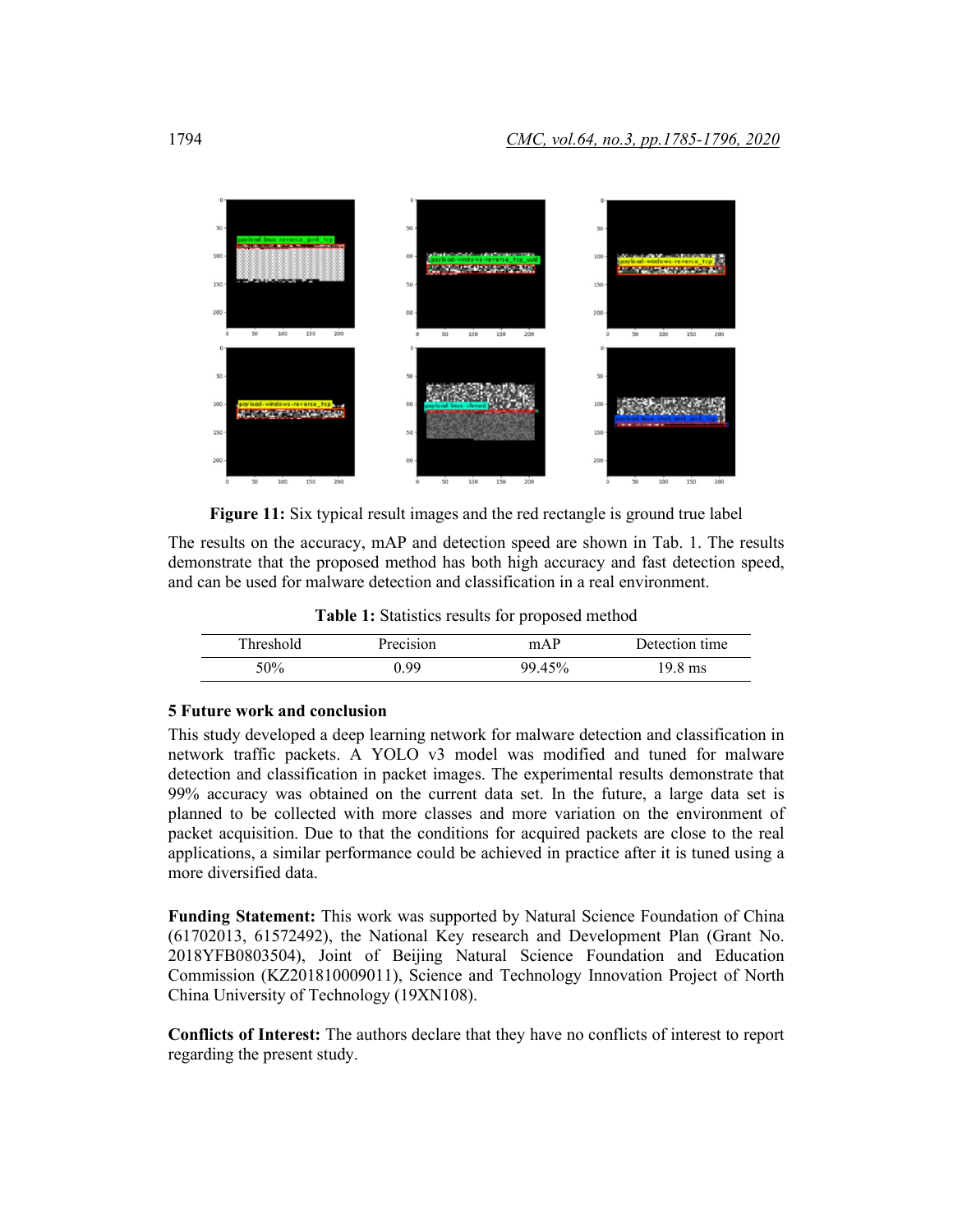**Figure 11:** Six typical result images and the red rectangle is ground true label

The results on the accuracy, mAP and detection speed are shown in Tab. 1. The results demonstrate that the proposed method has both high accuracy and fast detection speed, and can be used for malware detection and classification in a real environment.

**Table 1:** Statistics results for proposed method

| Threshold | Precision | mAP | Detection time |
| --- | --- | --- | --- |
| 50% | 0.99 | 99.45% | 19.8 ms |

## 5 Future work and conclusion

This study developed a deep learning network for malware detection and classification in network traffic packets. A YOLO v3 model was modified and tuned for malware detection and classification in packet images. The experimental results demonstrate that 99% accuracy was obtained on the current data set. In the future, a large data set is planned to be collected with more classes and more variation on the environment of packet acquisition. Due to that the conditions for acquired packets are close to the real applications, a similar performance could be achieved in practice after it is tuned using a more diversified data.

**Funding Statement:** This work was supported by Natural Science Foundation of China (61702013, 61572492), the National Key research and Development Plan (Grant No. 2018YFB0803504), Joint of Beijing Natural Science Foundation and Education Commission (KZ201810009011), Science and Technology Innovation Project of North China University of Technology (19XN108).

**Conflicts of Interest:** The authors declare that they have no conflicts of interest to report regarding the present study.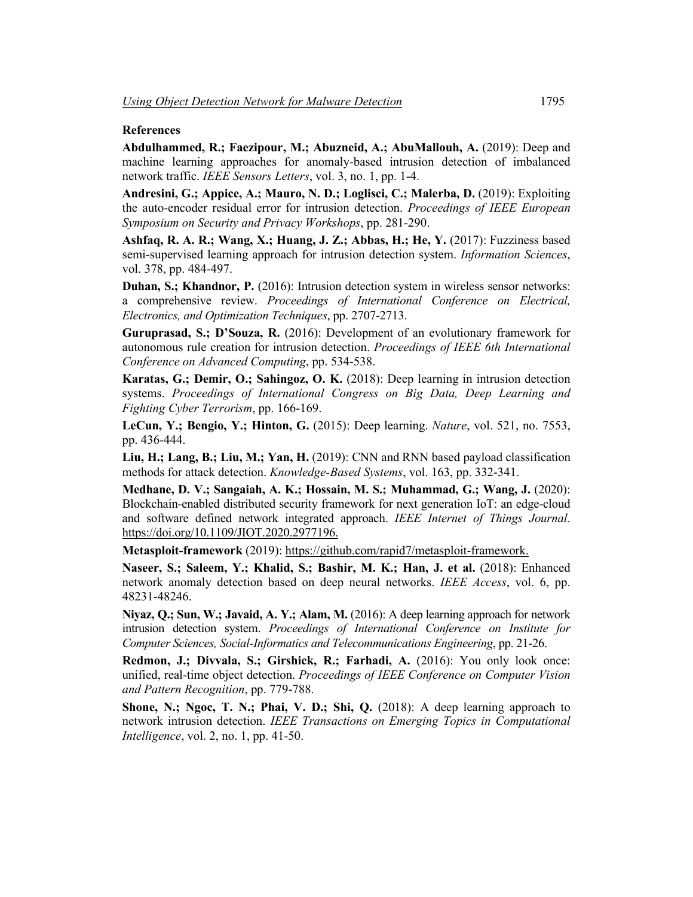## References

**Abdulhammed, R.; Faezipour, M.; Abuzneid, A.; AbuMallouh, A.** (2019): Deep and machine learning approaches for anomaly-based intrusion detection of imbalanced network traffic. *IEEE Sensors Letters*, vol. 3, no. 1, pp. 1-4.

**Andresini, G.; Appice, A.; Mauro, N. D.; Loglisci, C.; Malerba, D.** (2019): Exploiting the auto-encoder residual error for intrusion detection. *Proceedings of IEEE European Symposium on Security and Privacy Workshops*, pp. 281-290.

**Ashfaq, R. A. R.; Wang, X.; Huang, J. Z.; Abbas, H.; He, Y.** (2017): Fuzziness based semi-supervised learning approach for intrusion detection system. *Information Sciences*, vol. 378, pp. 484-497.

**Duhan, S.; Khandnor, P.** (2016): Intrusion detection system in wireless sensor networks: a comprehensive review. *Proceedings of International Conference on Electrical, Electronics, and Optimization Techniques*, pp. 2707-2713.

**Guruprasad, S.; D'Souza, R.** (2016): Development of an evolutionary framework for autonomous rule creation for intrusion detection. *Proceedings of IEEE 6th International Conference on Advanced Computing*, pp. 534-538.

**Karatas, G.; Demir, O.; Sahingoz, O. K.** (2018): Deep learning in intrusion detection systems. *Proceedings of International Congress on Big Data, Deep Learning and Fighting Cyber Terrorism*, pp. 166-169.

**LeCun, Y.; Bengio, Y.; Hinton, G.** (2015): Deep learning. *Nature*, vol. 521, no. 7553, pp. 436-444.

**Liu, H.; Lang, B.; Liu, M.; Yan, H.** (2019): CNN and RNN based payload classification methods for attack detection. *Knowledge-Based Systems*, vol. 163, pp. 332-341.

**Medhane, D. V.; Sangaiah, A. K.; Hossain, M. S.; Muhammad, G.; Wang, J.** (2020): Blockchain-enabled distributed security framework for next generation IoT: an edge-cloud and software defined network integrated approach. *IEEE Internet of Things Journal*. https://doi.org/10.1109/JIOT.2020.2977196.

**Metasploit-framework** (2019): https://github.com/rapid7/metasploit-framework.

**Naseer, S.; Saleem, Y.; Khalid, S.; Bashir, M. K.; Han, J. et al.** (2018): Enhanced network anomaly detection based on deep neural networks. *IEEE Access*, vol. 6, pp. 48231-48246.

**Niyaz, Q.; Sun, W.; Javaid, A. Y.; Alam, M.** (2016): A deep learning approach for network intrusion detection system. *Proceedings of International Conference on Institute for Computer Sciences, Social-Informatics and Telecommunications Engineering*, pp. 21-26.

**Redmon, J.; Divvala, S.; Girshick, R.; Farhadi, A.** (2016): You only look once: unified, real-time object detection. *Proceedings of IEEE Conference on Computer Vision and Pattern Recognition*, pp. 779-788.

**Shone, N.; Ngoc, T. N.; Phai, V. D.; Shi, Q.** (2018): A deep learning approach to network intrusion detection. *IEEE Transactions on Emerging Topics in Computational Intelligence*, vol. 2, no. 1, pp. 41-50.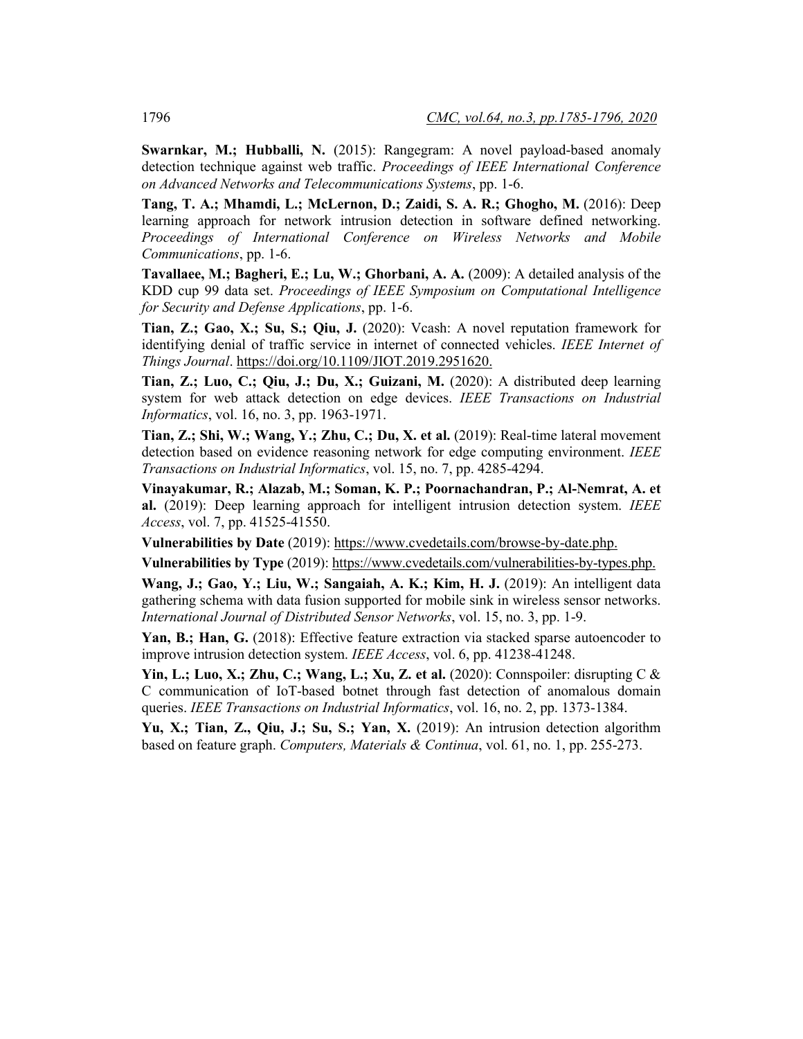**Swarnkar, M.; Hubballi, N.** (2015): Rangegram: A novel payload-based anomaly detection technique against web traffic. *Proceedings of IEEE International Conference on Advanced Networks and Telecommunications Systems*, pp. 1-6.

**Tang, T. A.; Mhamdi, L.; McLernon, D.; Zaidi, S. A. R.; Ghogho, M.** (2016): Deep learning approach for network intrusion detection in software defined networking. *Proceedings of International Conference on Wireless Networks and Mobile Communications*, pp. 1-6.

**Tavallaee, M.; Bagheri, E.; Lu, W.; Ghorbani, A. A.** (2009): A detailed analysis of the KDD cup 99 data set. *Proceedings of IEEE Symposium on Computational Intelligence for Security and Defense Applications*, pp. 1-6.

**Tian, Z.; Gao, X.; Su, S.; Qiu, J.** (2020): Vcash: A novel reputation framework for identifying denial of traffic service in internet of connected vehicles. *IEEE Internet of Things Journal*. https://doi.org/10.1109/JIOT.2019.2951620.

**Tian, Z.; Luo, C.; Qiu, J.; Du, X.; Guizani, M.** (2020): A distributed deep learning system for web attack detection on edge devices. *IEEE Transactions on Industrial Informatics*, vol. 16, no. 3, pp. 1963-1971.

**Tian, Z.; Shi, W.; Wang, Y.; Zhu, C.; Du, X. et al.** (2019): Real-time lateral movement detection based on evidence reasoning network for edge computing environment. *IEEE Transactions on Industrial Informatics*, vol. 15, no. 7, pp. 4285-4294.

**Vinayakumar, R.; Alazab, M.; Soman, K. P.; Poornachandran, P.; Al-Nemrat, A. et al.** (2019): Deep learning approach for intelligent intrusion detection system. *IEEE Access*, vol. 7, pp. 41525-41550.

**Vulnerabilities by Date** (2019): https://www.cvedetails.com/browse-by-date.php.

**Vulnerabilities by Type** (2019): https://www.cvedetails.com/vulnerabilities-by-types.php.

**Wang, J.; Gao, Y.; Liu, W.; Sangaiah, A. K.; Kim, H. J.** (2019): An intelligent data gathering schema with data fusion supported for mobile sink in wireless sensor networks. *International Journal of Distributed Sensor Networks*, vol. 15, no. 3, pp. 1-9.

**Yan, B.; Han, G.** (2018): Effective feature extraction via stacked sparse autoencoder to improve intrusion detection system. *IEEE Access*, vol. 6, pp. 41238-41248.

**Yin, L.; Luo, X.; Zhu, C.; Wang, L.; Xu, Z. et al.** (2020): Connspoiler: disrupting C & C communication of IoT-based botnet through fast detection of anomalous domain queries. *IEEE Transactions on Industrial Informatics*, vol. 16, no. 2, pp. 1373-1384.

**Yu, X.; Tian, Z., Qiu, J.; Su, S.; Yan, X.** (2019): An intrusion detection algorithm based on feature graph. *Computers, Materials & Continua*, vol. 61, no. 1, pp. 255-273.